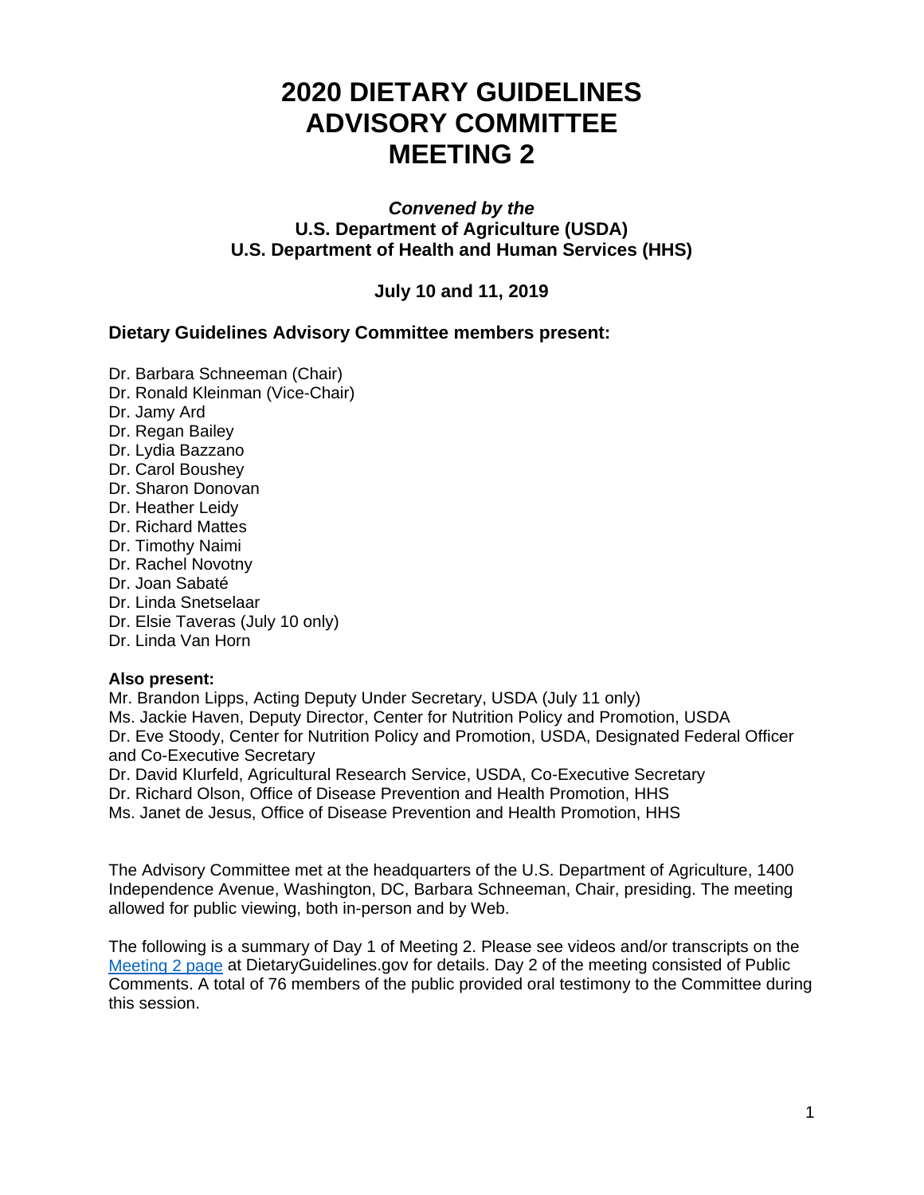# 2020 DIETARY GUIDELINES ADVISORY COMMITTEE MEETING 2

***Convened by the***
**U.S. Department of Agriculture (USDA)**
**U.S. Department of Health and Human Services (HHS)**

**July 10 and 11, 2019**

### Dietary Guidelines Advisory Committee members present:

Dr. Barbara Schneeman (Chair)
Dr. Ronald Kleinman (Vice-Chair)
Dr. Jamy Ard
Dr. Regan Bailey
Dr. Lydia Bazzano
Dr. Carol Boushey
Dr. Sharon Donovan
Dr. Heather Leidy
Dr. Richard Mattes
Dr. Timothy Naimi
Dr. Rachel Novotny
Dr. Joan Sabaté
Dr. Linda Snetselaar
Dr. Elsie Taveras (July 10 only)
Dr. Linda Van Horn

**Also present:**
Mr. Brandon Lipps, Acting Deputy Under Secretary, USDA (July 11 only)
Ms. Jackie Haven, Deputy Director, Center for Nutrition Policy and Promotion, USDA
Dr. Eve Stoody, Center for Nutrition Policy and Promotion, USDA, Designated Federal Officer and Co-Executive Secretary
Dr. David Klurfeld, Agricultural Research Service, USDA, Co-Executive Secretary
Dr. Richard Olson, Office of Disease Prevention and Health Promotion, HHS
Ms. Janet de Jesus, Office of Disease Prevention and Health Promotion, HHS

The Advisory Committee met at the headquarters of the U.S. Department of Agriculture, 1400 Independence Avenue, Washington, DC, Barbara Schneeman, Chair, presiding. The meeting allowed for public viewing, both in-person and by Web.

The following is a summary of Day 1 of Meeting 2. Please see videos and/or transcripts on the Meeting 2 page at DietaryGuidelines.gov for details. Day 2 of the meeting consisted of Public Comments. A total of 76 members of the public provided oral testimony to the Committee during this session.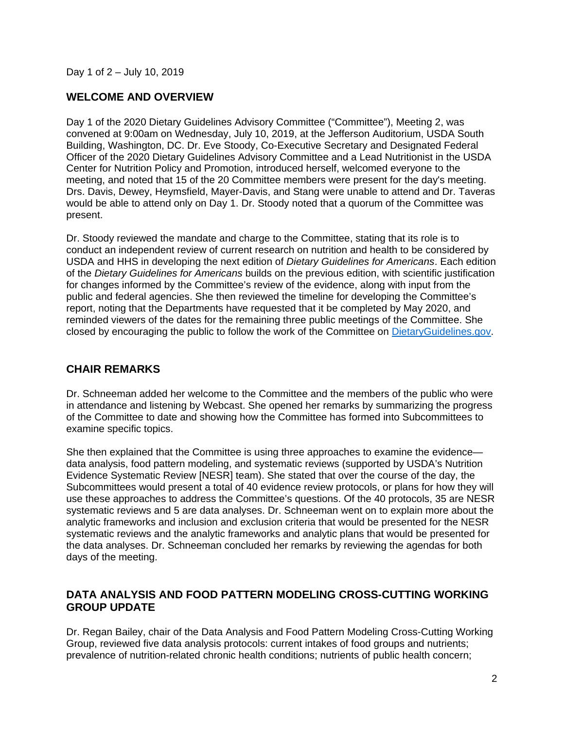Day 1 of 2 – July 10, 2019

## WELCOME AND OVERVIEW

Day 1 of the 2020 Dietary Guidelines Advisory Committee ("Committee"), Meeting 2, was convened at 9:00am on Wednesday, July 10, 2019, at the Jefferson Auditorium, USDA South Building, Washington, DC. Dr. Eve Stoody, Co-Executive Secretary and Designated Federal Officer of the 2020 Dietary Guidelines Advisory Committee and a Lead Nutritionist in the USDA Center for Nutrition Policy and Promotion, introduced herself, welcomed everyone to the meeting, and noted that 15 of the 20 Committee members were present for the day's meeting. Drs. Davis, Dewey, Heymsfield, Mayer-Davis, and Stang were unable to attend and Dr. Taveras would be able to attend only on Day 1. Dr. Stoody noted that a quorum of the Committee was present.

Dr. Stoody reviewed the mandate and charge to the Committee, stating that its role is to conduct an independent review of current research on nutrition and health to be considered by USDA and HHS in developing the next edition of *Dietary Guidelines for Americans*. Each edition of the *Dietary Guidelines for Americans* builds on the previous edition, with scientific justification for changes informed by the Committee's review of the evidence, along with input from the public and federal agencies. She then reviewed the timeline for developing the Committee's report, noting that the Departments have requested that it be completed by May 2020, and reminded viewers of the dates for the remaining three public meetings of the Committee. She closed by encouraging the public to follow the work of the Committee on [DietaryGuidelines.gov](DietaryGuidelines.gov).

## CHAIR REMARKS

Dr. Schneeman added her welcome to the Committee and the members of the public who were in attendance and listening by Webcast. She opened her remarks by summarizing the progress of the Committee to date and showing how the Committee has formed into Subcommittees to examine specific topics.

She then explained that the Committee is using three approaches to examine the evidence—data analysis, food pattern modeling, and systematic reviews (supported by USDA's Nutrition Evidence Systematic Review [NESR] team). She stated that over the course of the day, the Subcommittees would present a total of 40 evidence review protocols, or plans for how they will use these approaches to address the Committee's questions. Of the 40 protocols, 35 are NESR systematic reviews and 5 are data analyses. Dr. Schneeman went on to explain more about the analytic frameworks and inclusion and exclusion criteria that would be presented for the NESR systematic reviews and the analytic frameworks and analytic plans that would be presented for the data analyses. Dr. Schneeman concluded her remarks by reviewing the agendas for both days of the meeting.

## DATA ANALYSIS AND FOOD PATTERN MODELING CROSS-CUTTING WORKING GROUP UPDATE

Dr. Regan Bailey, chair of the Data Analysis and Food Pattern Modeling Cross-Cutting Working Group, reviewed five data analysis protocols: current intakes of food groups and nutrients; prevalence of nutrition-related chronic health conditions; nutrients of public health concern;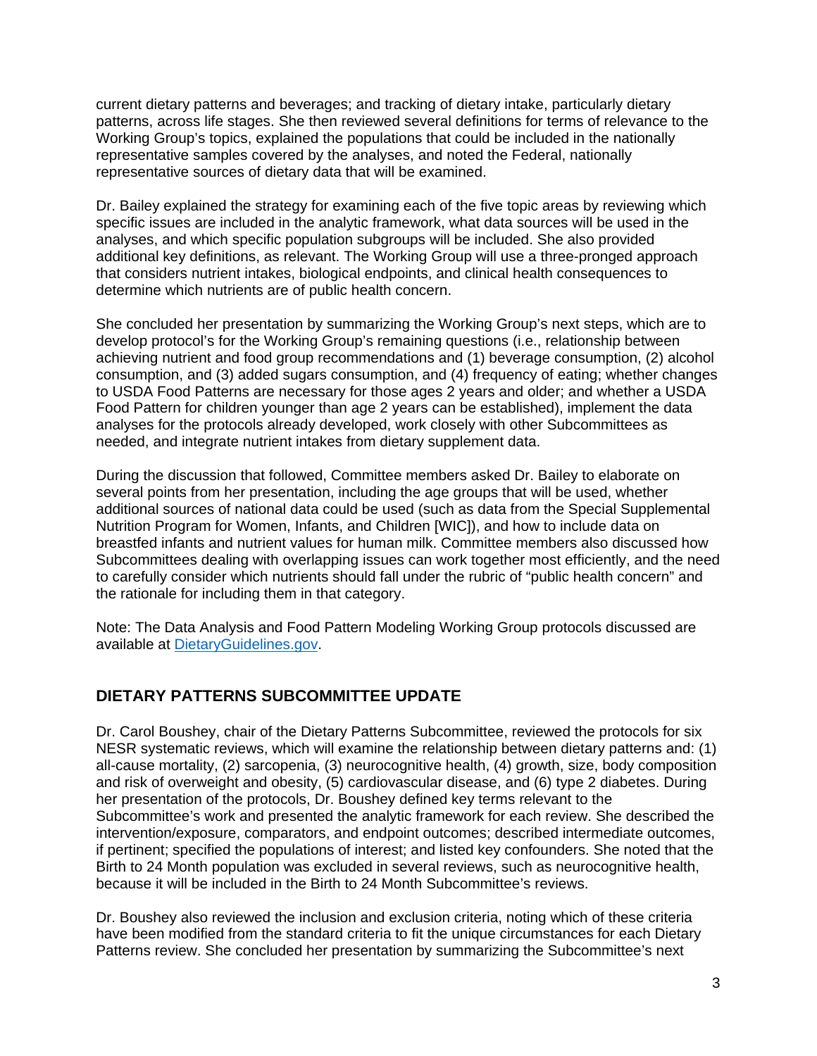current dietary patterns and beverages; and tracking of dietary intake, particularly dietary patterns, across life stages. She then reviewed several definitions for terms of relevance to the Working Group's topics, explained the populations that could be included in the nationally representative samples covered by the analyses, and noted the Federal, nationally representative sources of dietary data that will be examined.

Dr. Bailey explained the strategy for examining each of the five topic areas by reviewing which specific issues are included in the analytic framework, what data sources will be used in the analyses, and which specific population subgroups will be included. She also provided additional key definitions, as relevant. The Working Group will use a three-pronged approach that considers nutrient intakes, biological endpoints, and clinical health consequences to determine which nutrients are of public health concern.

She concluded her presentation by summarizing the Working Group's next steps, which are to develop protocol's for the Working Group's remaining questions (i.e., relationship between achieving nutrient and food group recommendations and (1) beverage consumption, (2) alcohol consumption, and (3) added sugars consumption, and (4) frequency of eating; whether changes to USDA Food Patterns are necessary for those ages 2 years and older; and whether a USDA Food Pattern for children younger than age 2 years can be established), implement the data analyses for the protocols already developed, work closely with other Subcommittees as needed, and integrate nutrient intakes from dietary supplement data.

During the discussion that followed, Committee members asked Dr. Bailey to elaborate on several points from her presentation, including the age groups that will be used, whether additional sources of national data could be used (such as data from the Special Supplemental Nutrition Program for Women, Infants, and Children [WIC]), and how to include data on breastfed infants and nutrient values for human milk. Committee members also discussed how Subcommittees dealing with overlapping issues can work together most efficiently, and the need to carefully consider which nutrients should fall under the rubric of "public health concern" and the rationale for including them in that category.

Note: The Data Analysis and Food Pattern Modeling Working Group protocols discussed are available at DietaryGuidelines.gov.

## DIETARY PATTERNS SUBCOMMITTEE UPDATE

Dr. Carol Boushey, chair of the Dietary Patterns Subcommittee, reviewed the protocols for six NESR systematic reviews, which will examine the relationship between dietary patterns and: (1) all-cause mortality, (2) sarcopenia, (3) neurocognitive health, (4) growth, size, body composition and risk of overweight and obesity, (5) cardiovascular disease, and (6) type 2 diabetes. During her presentation of the protocols, Dr. Boushey defined key terms relevant to the Subcommittee's work and presented the analytic framework for each review. She described the intervention/exposure, comparators, and endpoint outcomes; described intermediate outcomes, if pertinent; specified the populations of interest; and listed key confounders. She noted that the Birth to 24 Month population was excluded in several reviews, such as neurocognitive health, because it will be included in the Birth to 24 Month Subcommittee's reviews.

Dr. Boushey also reviewed the inclusion and exclusion criteria, noting which of these criteria have been modified from the standard criteria to fit the unique circumstances for each Dietary Patterns review. She concluded her presentation by summarizing the Subcommittee's next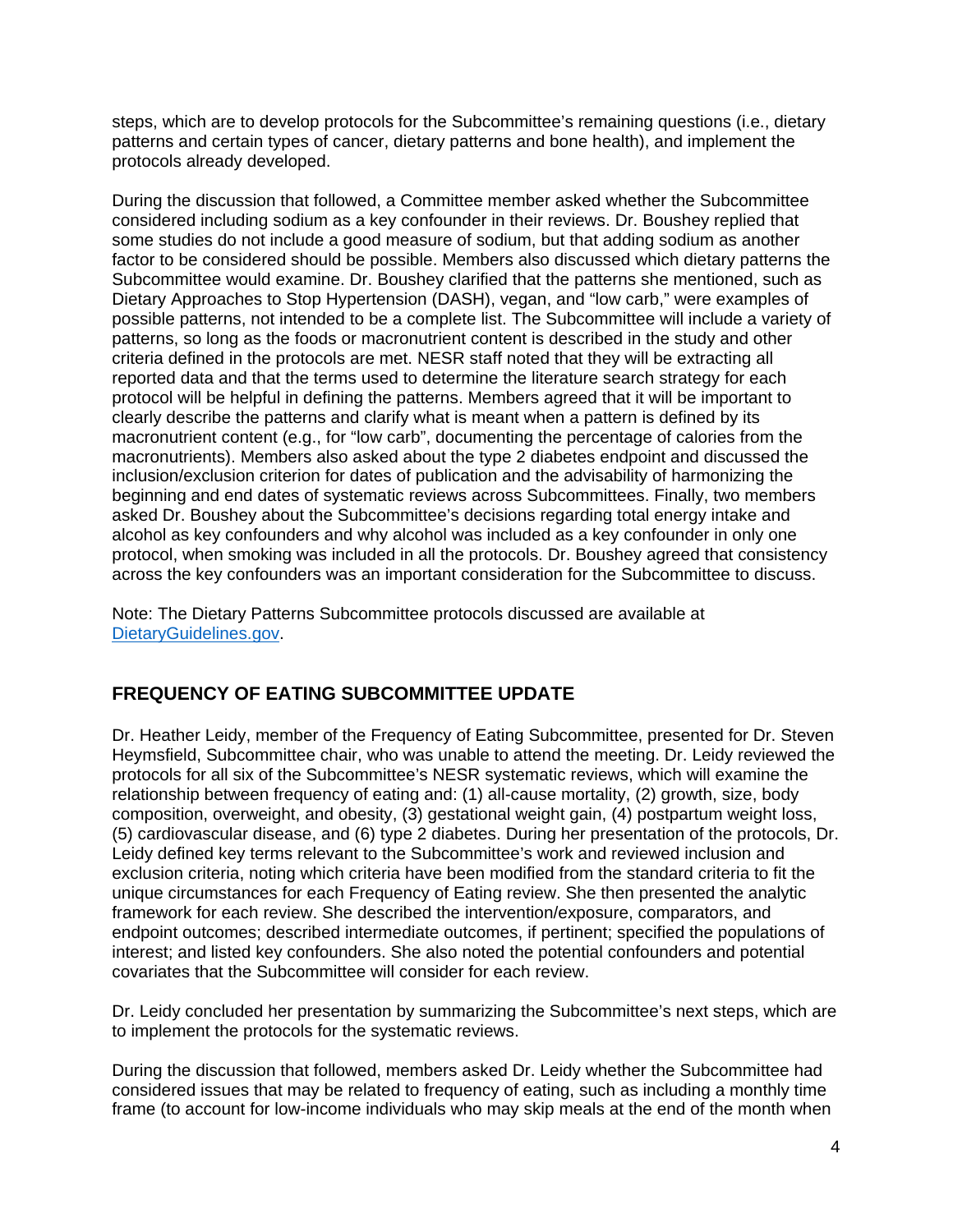steps, which are to develop protocols for the Subcommittee's remaining questions (i.e., dietary patterns and certain types of cancer, dietary patterns and bone health), and implement the protocols already developed.

During the discussion that followed, a Committee member asked whether the Subcommittee considered including sodium as a key confounder in their reviews. Dr. Boushey replied that some studies do not include a good measure of sodium, but that adding sodium as another factor to be considered should be possible. Members also discussed which dietary patterns the Subcommittee would examine. Dr. Boushey clarified that the patterns she mentioned, such as Dietary Approaches to Stop Hypertension (DASH), vegan, and "low carb," were examples of possible patterns, not intended to be a complete list. The Subcommittee will include a variety of patterns, so long as the foods or macronutrient content is described in the study and other criteria defined in the protocols are met. NESR staff noted that they will be extracting all reported data and that the terms used to determine the literature search strategy for each protocol will be helpful in defining the patterns. Members agreed that it will be important to clearly describe the patterns and clarify what is meant when a pattern is defined by its macronutrient content (e.g., for "low carb", documenting the percentage of calories from the macronutrients). Members also asked about the type 2 diabetes endpoint and discussed the inclusion/exclusion criterion for dates of publication and the advisability of harmonizing the beginning and end dates of systematic reviews across Subcommittees. Finally, two members asked Dr. Boushey about the Subcommittee's decisions regarding total energy intake and alcohol as key confounders and why alcohol was included as a key confounder in only one protocol, when smoking was included in all the protocols. Dr. Boushey agreed that consistency across the key confounders was an important consideration for the Subcommittee to discuss.

Note: The Dietary Patterns Subcommittee protocols discussed are available at [DietaryGuidelines.gov](DietaryGuidelines.gov).

## FREQUENCY OF EATING SUBCOMMITTEE UPDATE

Dr. Heather Leidy, member of the Frequency of Eating Subcommittee, presented for Dr. Steven Heymsfield, Subcommittee chair, who was unable to attend the meeting. Dr. Leidy reviewed the protocols for all six of the Subcommittee's NESR systematic reviews, which will examine the relationship between frequency of eating and: (1) all-cause mortality, (2) growth, size, body composition, overweight, and obesity, (3) gestational weight gain, (4) postpartum weight loss, (5) cardiovascular disease, and (6) type 2 diabetes. During her presentation of the protocols, Dr. Leidy defined key terms relevant to the Subcommittee's work and reviewed inclusion and exclusion criteria, noting which criteria have been modified from the standard criteria to fit the unique circumstances for each Frequency of Eating review. She then presented the analytic framework for each review. She described the intervention/exposure, comparators, and endpoint outcomes; described intermediate outcomes, if pertinent; specified the populations of interest; and listed key confounders. She also noted the potential confounders and potential covariates that the Subcommittee will consider for each review.

Dr. Leidy concluded her presentation by summarizing the Subcommittee's next steps, which are to implement the protocols for the systematic reviews.

During the discussion that followed, members asked Dr. Leidy whether the Subcommittee had considered issues that may be related to frequency of eating, such as including a monthly time frame (to account for low-income individuals who may skip meals at the end of the month when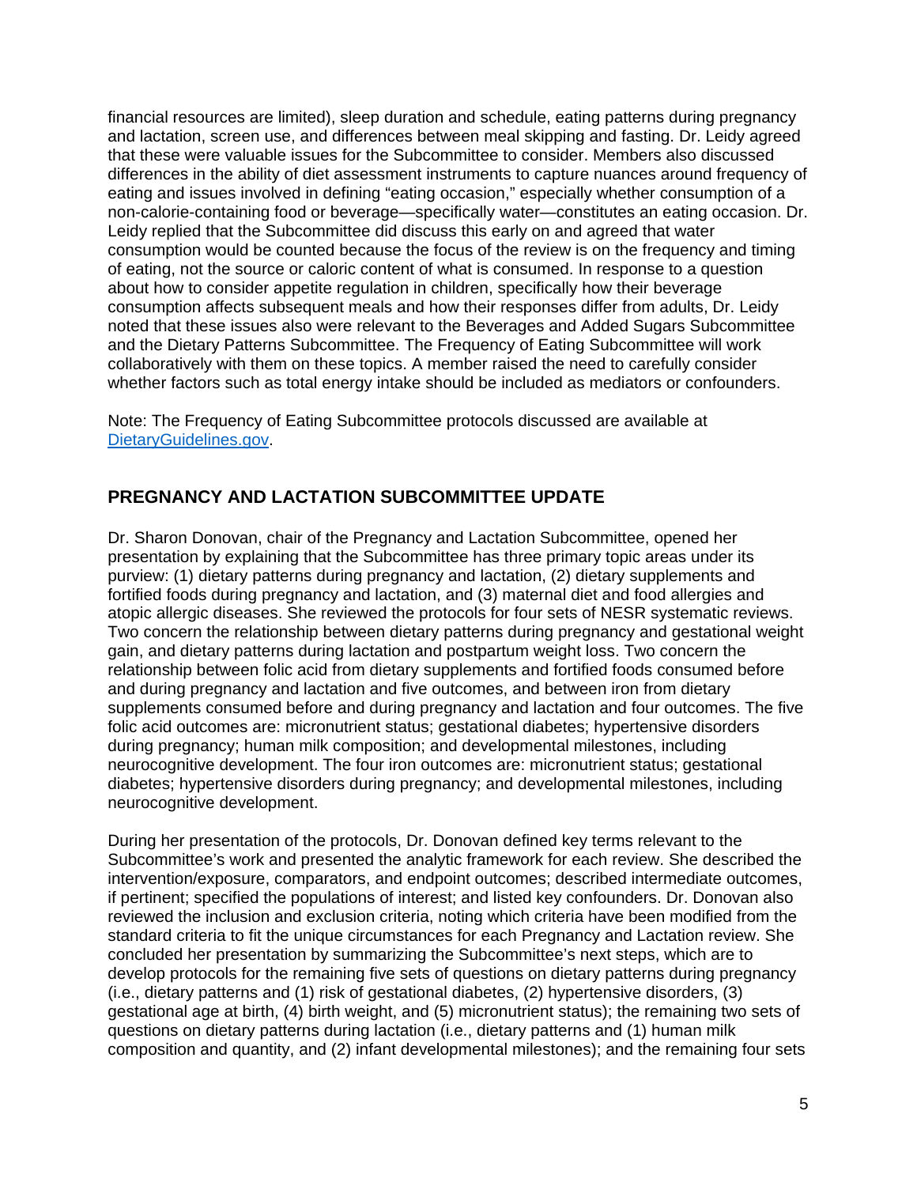financial resources are limited), sleep duration and schedule, eating patterns during pregnancy and lactation, screen use, and differences between meal skipping and fasting. Dr. Leidy agreed that these were valuable issues for the Subcommittee to consider. Members also discussed differences in the ability of diet assessment instruments to capture nuances around frequency of eating and issues involved in defining "eating occasion," especially whether consumption of a non-calorie-containing food or beverage—specifically water—constitutes an eating occasion. Dr. Leidy replied that the Subcommittee did discuss this early on and agreed that water consumption would be counted because the focus of the review is on the frequency and timing of eating, not the source or caloric content of what is consumed. In response to a question about how to consider appetite regulation in children, specifically how their beverage consumption affects subsequent meals and how their responses differ from adults, Dr. Leidy noted that these issues also were relevant to the Beverages and Added Sugars Subcommittee and the Dietary Patterns Subcommittee. The Frequency of Eating Subcommittee will work collaboratively with them on these topics. A member raised the need to carefully consider whether factors such as total energy intake should be included as mediators or confounders.

Note: The Frequency of Eating Subcommittee protocols discussed are available at [DietaryGuidelines.gov](DietaryGuidelines.gov).

## PREGNANCY AND LACTATION SUBCOMMITTEE UPDATE

Dr. Sharon Donovan, chair of the Pregnancy and Lactation Subcommittee, opened her presentation by explaining that the Subcommittee has three primary topic areas under its purview: (1) dietary patterns during pregnancy and lactation, (2) dietary supplements and fortified foods during pregnancy and lactation, and (3) maternal diet and food allergies and atopic allergic diseases. She reviewed the protocols for four sets of NESR systematic reviews. Two concern the relationship between dietary patterns during pregnancy and gestational weight gain, and dietary patterns during lactation and postpartum weight loss. Two concern the relationship between folic acid from dietary supplements and fortified foods consumed before and during pregnancy and lactation and five outcomes, and between iron from dietary supplements consumed before and during pregnancy and lactation and four outcomes. The five folic acid outcomes are: micronutrient status; gestational diabetes; hypertensive disorders during pregnancy; human milk composition; and developmental milestones, including neurocognitive development. The four iron outcomes are: micronutrient status; gestational diabetes; hypertensive disorders during pregnancy; and developmental milestones, including neurocognitive development.

During her presentation of the protocols, Dr. Donovan defined key terms relevant to the Subcommittee's work and presented the analytic framework for each review. She described the intervention/exposure, comparators, and endpoint outcomes; described intermediate outcomes, if pertinent; specified the populations of interest; and listed key confounders. Dr. Donovan also reviewed the inclusion and exclusion criteria, noting which criteria have been modified from the standard criteria to fit the unique circumstances for each Pregnancy and Lactation review. She concluded her presentation by summarizing the Subcommittee's next steps, which are to develop protocols for the remaining five sets of questions on dietary patterns during pregnancy (i.e., dietary patterns and (1) risk of gestational diabetes, (2) hypertensive disorders, (3) gestational age at birth, (4) birth weight, and (5) micronutrient status); the remaining two sets of questions on dietary patterns during lactation (i.e., dietary patterns and (1) human milk composition and quantity, and (2) infant developmental milestones); and the remaining four sets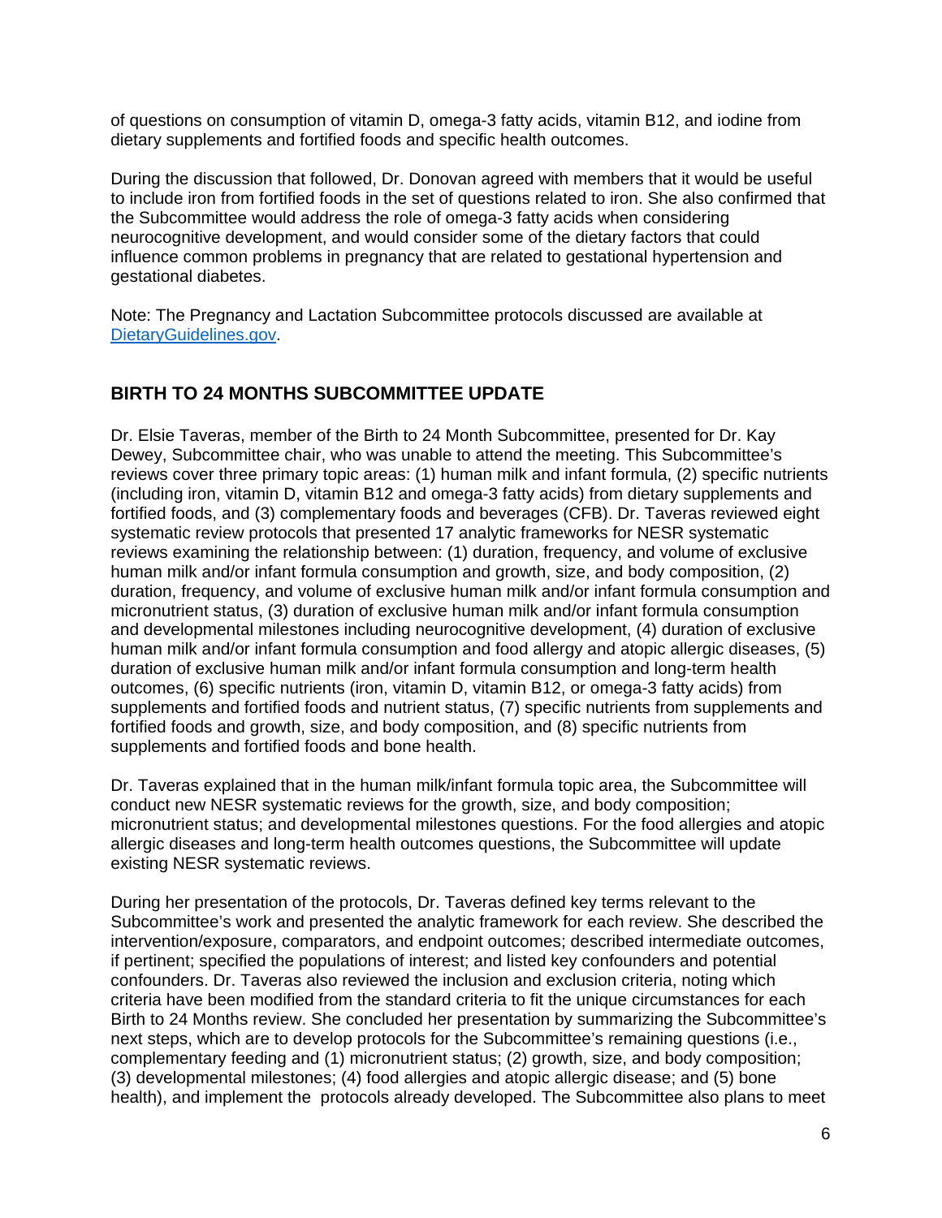of questions on consumption of vitamin D, omega-3 fatty acids, vitamin B12, and iodine from dietary supplements and fortified foods and specific health outcomes.

During the discussion that followed, Dr. Donovan agreed with members that it would be useful to include iron from fortified foods in the set of questions related to iron. She also confirmed that the Subcommittee would address the role of omega-3 fatty acids when considering neurocognitive development, and would consider some of the dietary factors that could influence common problems in pregnancy that are related to gestational hypertension and gestational diabetes.

Note: The Pregnancy and Lactation Subcommittee protocols discussed are available at [DietaryGuidelines.gov](DietaryGuidelines.gov).

## BIRTH TO 24 MONTHS SUBCOMMITTEE UPDATE

Dr. Elsie Taveras, member of the Birth to 24 Month Subcommittee, presented for Dr. Kay Dewey, Subcommittee chair, who was unable to attend the meeting. This Subcommittee's reviews cover three primary topic areas: (1) human milk and infant formula, (2) specific nutrients (including iron, vitamin D, vitamin B12 and omega-3 fatty acids) from dietary supplements and fortified foods, and (3) complementary foods and beverages (CFB). Dr. Taveras reviewed eight systematic review protocols that presented 17 analytic frameworks for NESR systematic reviews examining the relationship between: (1) duration, frequency, and volume of exclusive human milk and/or infant formula consumption and growth, size, and body composition, (2) duration, frequency, and volume of exclusive human milk and/or infant formula consumption and micronutrient status, (3) duration of exclusive human milk and/or infant formula consumption and developmental milestones including neurocognitive development, (4) duration of exclusive human milk and/or infant formula consumption and food allergy and atopic allergic diseases, (5) duration of exclusive human milk and/or infant formula consumption and long-term health outcomes, (6) specific nutrients (iron, vitamin D, vitamin B12, or omega-3 fatty acids) from supplements and fortified foods and nutrient status, (7) specific nutrients from supplements and fortified foods and growth, size, and body composition, and (8) specific nutrients from supplements and fortified foods and bone health.

Dr. Taveras explained that in the human milk/infant formula topic area, the Subcommittee will conduct new NESR systematic reviews for the growth, size, and body composition; micronutrient status; and developmental milestones questions. For the food allergies and atopic allergic diseases and long-term health outcomes questions, the Subcommittee will update existing NESR systematic reviews.

During her presentation of the protocols, Dr. Taveras defined key terms relevant to the Subcommittee's work and presented the analytic framework for each review. She described the intervention/exposure, comparators, and endpoint outcomes; described intermediate outcomes, if pertinent; specified the populations of interest; and listed key confounders and potential confounders. Dr. Taveras also reviewed the inclusion and exclusion criteria, noting which criteria have been modified from the standard criteria to fit the unique circumstances for each Birth to 24 Months review. She concluded her presentation by summarizing the Subcommittee's next steps, which are to develop protocols for the Subcommittee's remaining questions (i.e., complementary feeding and (1) micronutrient status; (2) growth, size, and body composition; (3) developmental milestones; (4) food allergies and atopic allergic disease; and (5) bone health), and implement the protocols already developed. The Subcommittee also plans to meet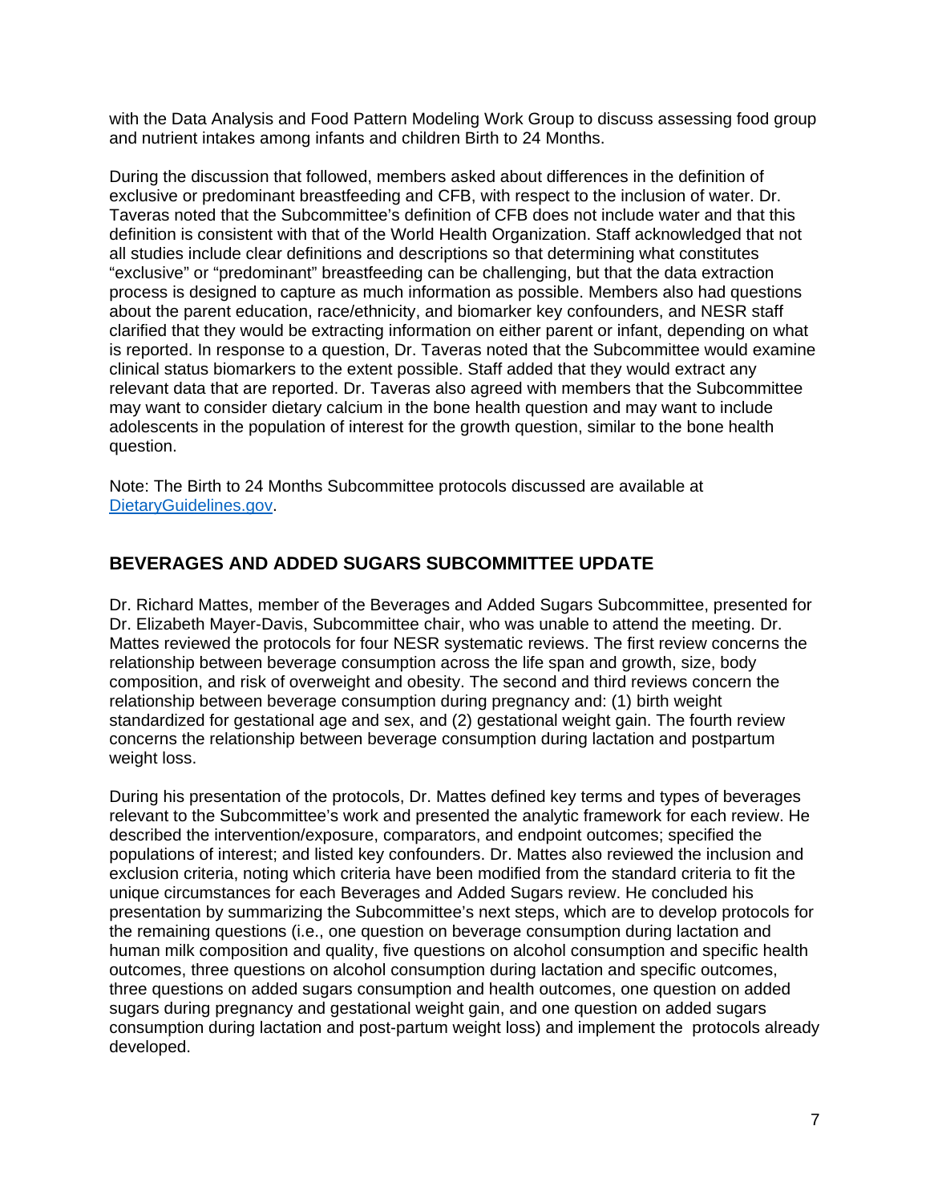with the Data Analysis and Food Pattern Modeling Work Group to discuss assessing food group and nutrient intakes among infants and children Birth to 24 Months.

During the discussion that followed, members asked about differences in the definition of exclusive or predominant breastfeeding and CFB, with respect to the inclusion of water. Dr. Taveras noted that the Subcommittee's definition of CFB does not include water and that this definition is consistent with that of the World Health Organization. Staff acknowledged that not all studies include clear definitions and descriptions so that determining what constitutes "exclusive" or "predominant" breastfeeding can be challenging, but that the data extraction process is designed to capture as much information as possible. Members also had questions about the parent education, race/ethnicity, and biomarker key confounders, and NESR staff clarified that they would be extracting information on either parent or infant, depending on what is reported. In response to a question, Dr. Taveras noted that the Subcommittee would examine clinical status biomarkers to the extent possible. Staff added that they would extract any relevant data that are reported. Dr. Taveras also agreed with members that the Subcommittee may want to consider dietary calcium in the bone health question and may want to include adolescents in the population of interest for the growth question, similar to the bone health question.

Note: The Birth to 24 Months Subcommittee protocols discussed are available at [DietaryGuidelines.gov](https://www.DietaryGuidelines.gov).

## BEVERAGES AND ADDED SUGARS SUBCOMMITTEE UPDATE

Dr. Richard Mattes, member of the Beverages and Added Sugars Subcommittee, presented for Dr. Elizabeth Mayer-Davis, Subcommittee chair, who was unable to attend the meeting. Dr. Mattes reviewed the protocols for four NESR systematic reviews. The first review concerns the relationship between beverage consumption across the life span and growth, size, body composition, and risk of overweight and obesity. The second and third reviews concern the relationship between beverage consumption during pregnancy and: (1) birth weight standardized for gestational age and sex, and (2) gestational weight gain. The fourth review concerns the relationship between beverage consumption during lactation and postpartum weight loss.

During his presentation of the protocols, Dr. Mattes defined key terms and types of beverages relevant to the Subcommittee's work and presented the analytic framework for each review. He described the intervention/exposure, comparators, and endpoint outcomes; specified the populations of interest; and listed key confounders. Dr. Mattes also reviewed the inclusion and exclusion criteria, noting which criteria have been modified from the standard criteria to fit the unique circumstances for each Beverages and Added Sugars review. He concluded his presentation by summarizing the Subcommittee's next steps, which are to develop protocols for the remaining questions (i.e., one question on beverage consumption during lactation and human milk composition and quality, five questions on alcohol consumption and specific health outcomes, three questions on alcohol consumption during lactation and specific outcomes, three questions on added sugars consumption and health outcomes, one question on added sugars during pregnancy and gestational weight gain, and one question on added sugars consumption during lactation and post-partum weight loss) and implement the protocols already developed.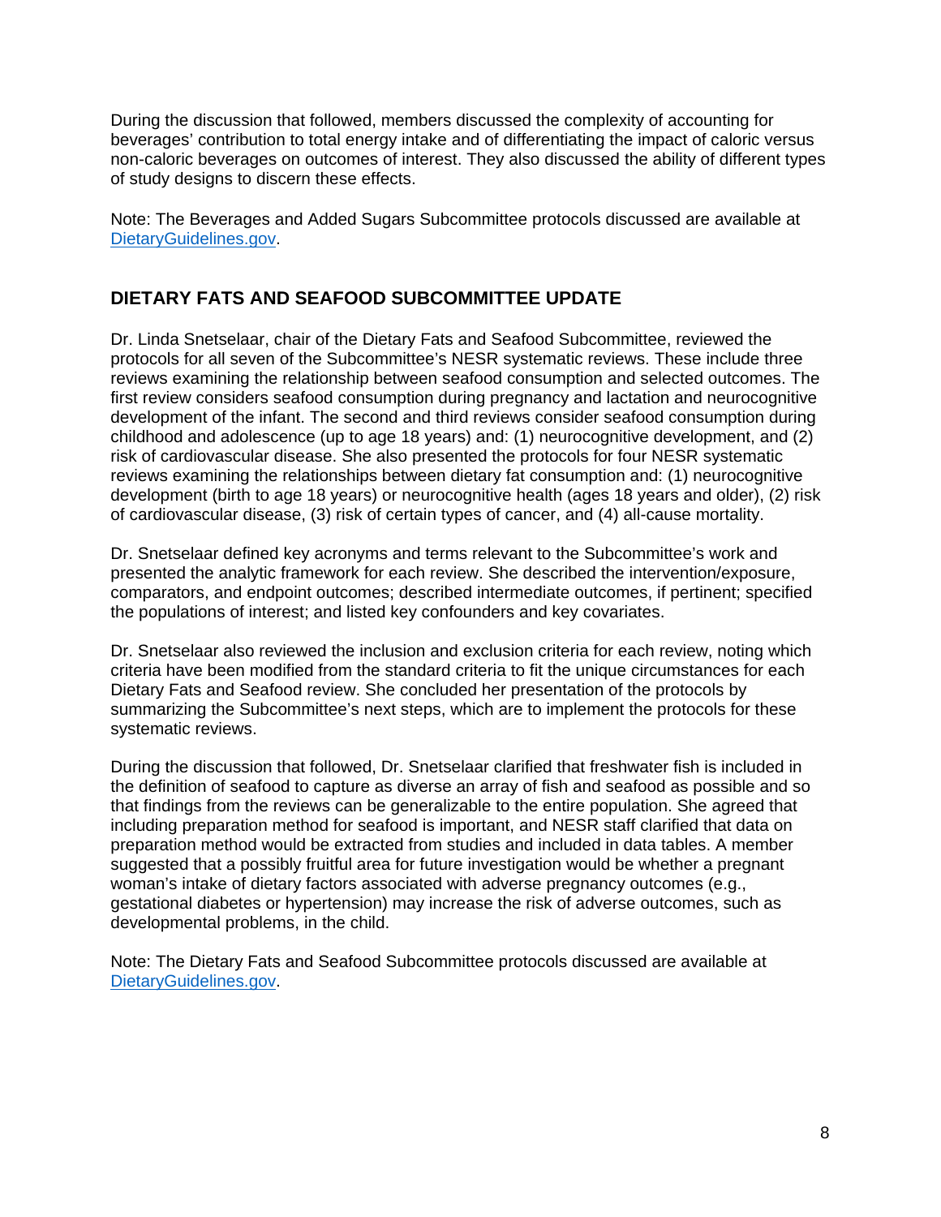During the discussion that followed, members discussed the complexity of accounting for beverages' contribution to total energy intake and of differentiating the impact of caloric versus non-caloric beverages on outcomes of interest. They also discussed the ability of different types of study designs to discern these effects.

Note: The Beverages and Added Sugars Subcommittee protocols discussed are available at [DietaryGuidelines.gov](DietaryGuidelines.gov).

## DIETARY FATS AND SEAFOOD SUBCOMMITTEE UPDATE

Dr. Linda Snetselaar, chair of the Dietary Fats and Seafood Subcommittee, reviewed the protocols for all seven of the Subcommittee's NESR systematic reviews. These include three reviews examining the relationship between seafood consumption and selected outcomes. The first review considers seafood consumption during pregnancy and lactation and neurocognitive development of the infant. The second and third reviews consider seafood consumption during childhood and adolescence (up to age 18 years) and: (1) neurocognitive development, and (2) risk of cardiovascular disease. She also presented the protocols for four NESR systematic reviews examining the relationships between dietary fat consumption and: (1) neurocognitive development (birth to age 18 years) or neurocognitive health (ages 18 years and older), (2) risk of cardiovascular disease, (3) risk of certain types of cancer, and (4) all-cause mortality.

Dr. Snetselaar defined key acronyms and terms relevant to the Subcommittee's work and presented the analytic framework for each review. She described the intervention/exposure, comparators, and endpoint outcomes; described intermediate outcomes, if pertinent; specified the populations of interest; and listed key confounders and key covariates.

Dr. Snetselaar also reviewed the inclusion and exclusion criteria for each review, noting which criteria have been modified from the standard criteria to fit the unique circumstances for each Dietary Fats and Seafood review. She concluded her presentation of the protocols by summarizing the Subcommittee's next steps, which are to implement the protocols for these systematic reviews.

During the discussion that followed, Dr. Snetselaar clarified that freshwater fish is included in the definition of seafood to capture as diverse an array of fish and seafood as possible and so that findings from the reviews can be generalizable to the entire population. She agreed that including preparation method for seafood is important, and NESR staff clarified that data on preparation method would be extracted from studies and included in data tables. A member suggested that a possibly fruitful area for future investigation would be whether a pregnant woman's intake of dietary factors associated with adverse pregnancy outcomes (e.g., gestational diabetes or hypertension) may increase the risk of adverse outcomes, such as developmental problems, in the child.

Note: The Dietary Fats and Seafood Subcommittee protocols discussed are available at [DietaryGuidelines.gov](DietaryGuidelines.gov).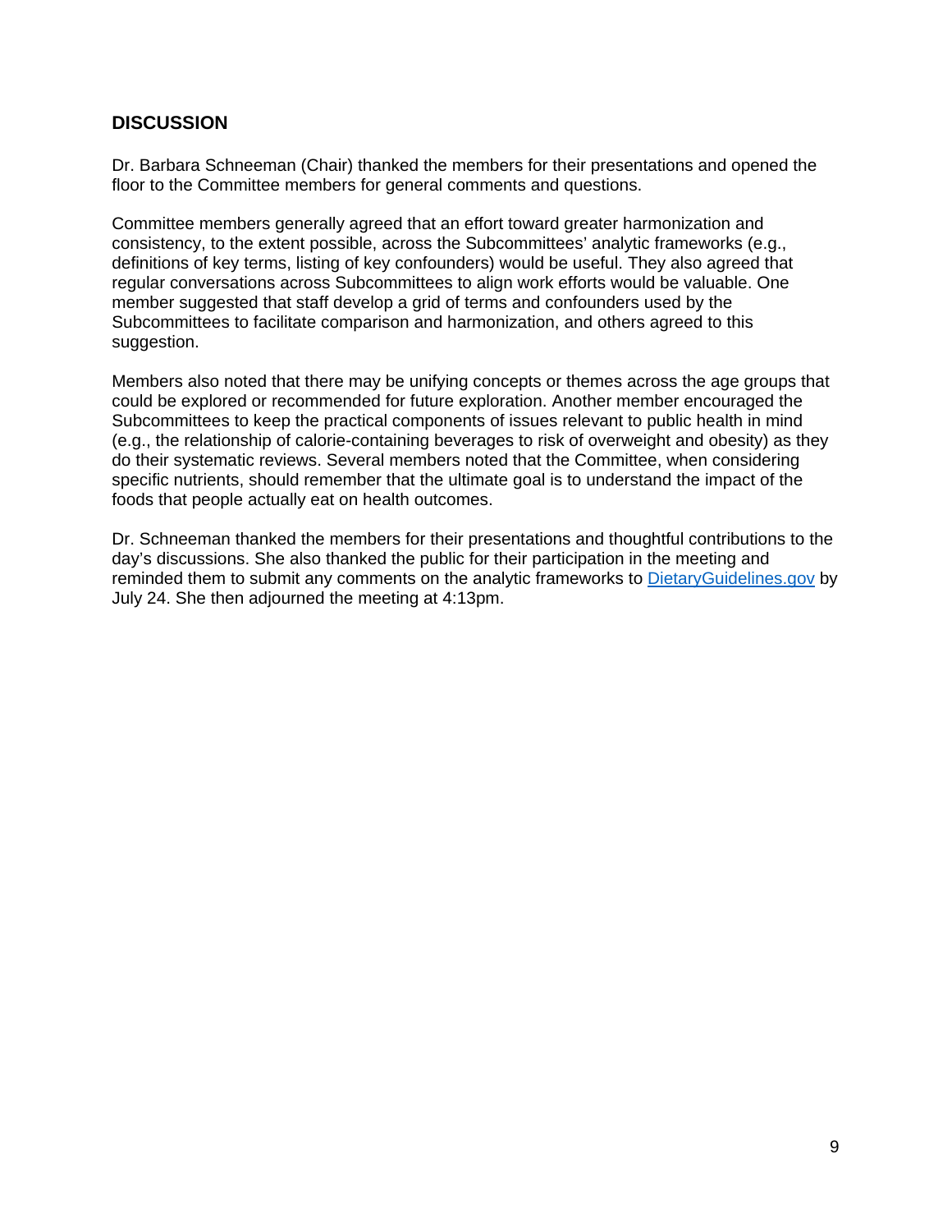## DISCUSSION

Dr. Barbara Schneeman (Chair) thanked the members for their presentations and opened the floor to the Committee members for general comments and questions.

Committee members generally agreed that an effort toward greater harmonization and consistency, to the extent possible, across the Subcommittees' analytic frameworks (e.g., definitions of key terms, listing of key confounders) would be useful. They also agreed that regular conversations across Subcommittees to align work efforts would be valuable. One member suggested that staff develop a grid of terms and confounders used by the Subcommittees to facilitate comparison and harmonization, and others agreed to this suggestion.

Members also noted that there may be unifying concepts or themes across the age groups that could be explored or recommended for future exploration. Another member encouraged the Subcommittees to keep the practical components of issues relevant to public health in mind (e.g., the relationship of calorie-containing beverages to risk of overweight and obesity) as they do their systematic reviews. Several members noted that the Committee, when considering specific nutrients, should remember that the ultimate goal is to understand the impact of the foods that people actually eat on health outcomes.

Dr. Schneeman thanked the members for their presentations and thoughtful contributions to the day's discussions. She also thanked the public for their participation in the meeting and reminded them to submit any comments on the analytic frameworks to DietaryGuidelines.gov by July 24. She then adjourned the meeting at 4:13pm.